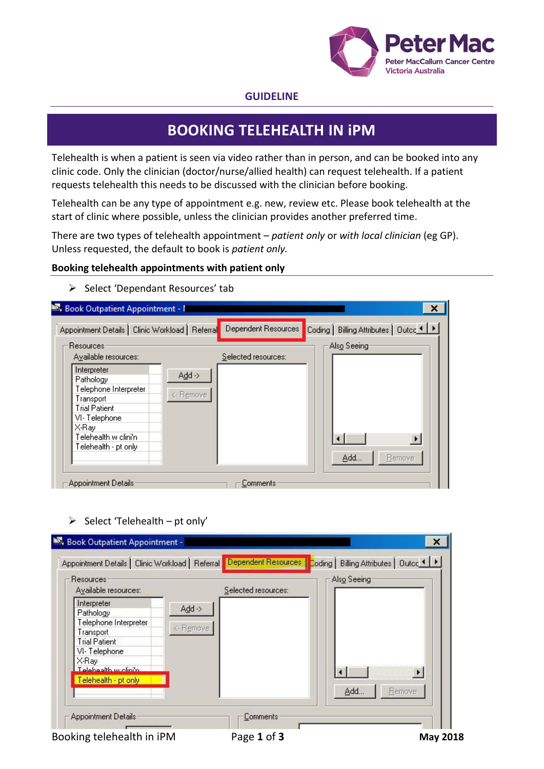GUIDELINE

# BOOKING TELEHEALTH IN iPM

Telehealth is when a patient is seen via video rather than in person, and can be booked into any clinic code. Only the clinician (doctor/nurse/allied health) can request telehealth. If a patient requests telehealth this needs to be discussed with the clinician before booking.

Telehealth can be any type of appointment e.g. new, review etc. Please book telehealth at the start of clinic where possible, unless the clinician provides another preferred time.

There are two types of telehealth appointment – *patient only* or *with local clinician* (eg GP). Unless requested, the default to book is *patient only.*

## Booking telehealth appointments with patient only

- Select 'Dependant Resources' tab

- Select 'Telehealth – pt only'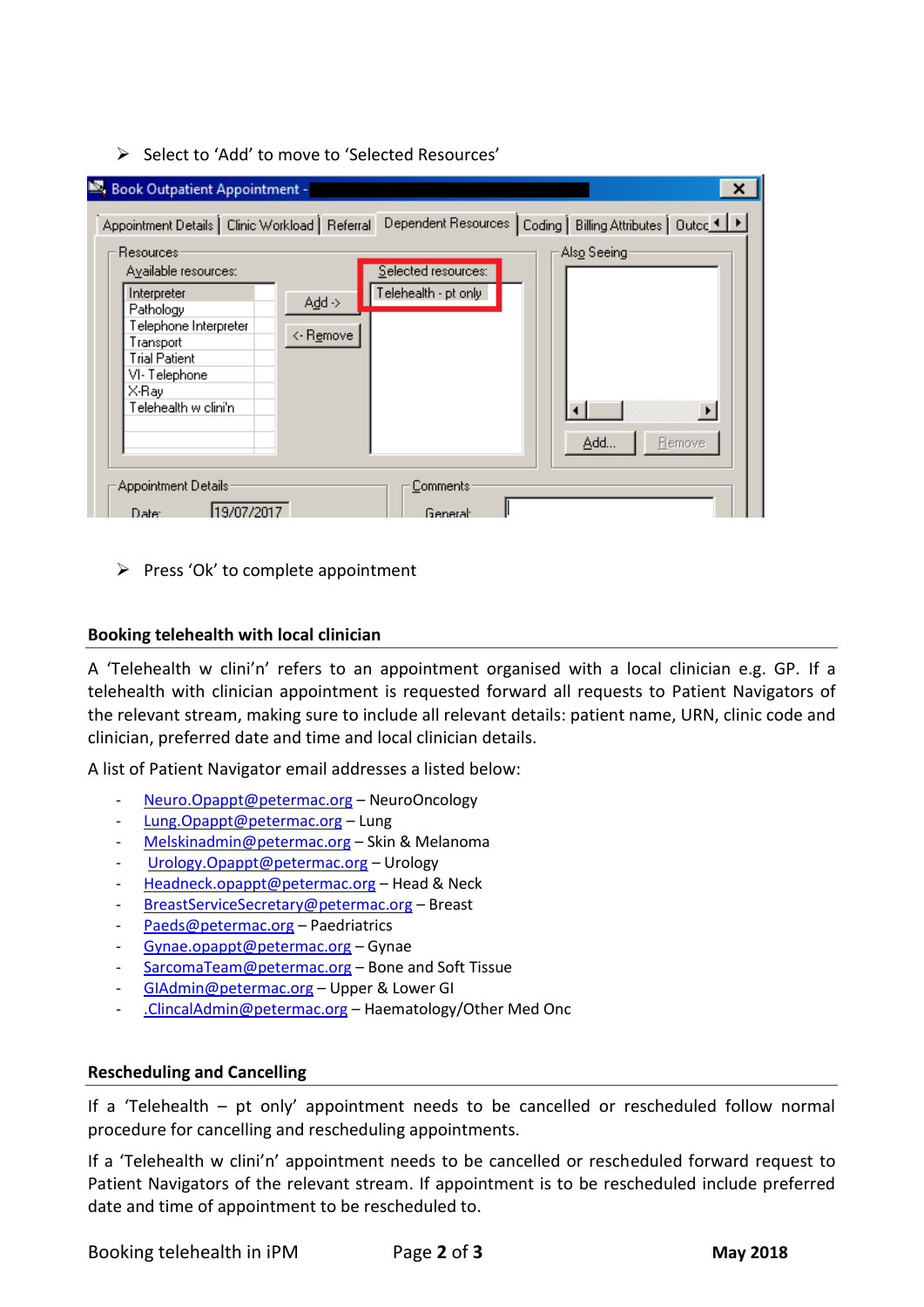- Select to 'Add' to move to 'Selected Resources'

- Press 'Ok' to complete appointment

**Booking telehealth with local clinician**

A 'Telehealth w clini'n' refers to an appointment organised with a local clinician e.g. GP. If a telehealth with clinician appointment is requested forward all requests to Patient Navigators of the relevant stream, making sure to include all relevant details: patient name, URN, clinic code and clinician, preferred date and time and local clinician details.

A list of Patient Navigator email addresses a listed below:

- Neuro.Opappt@petermac.org – NeuroOncology
- Lung.Opappt@petermac.org – Lung
- Melskinadmin@petermac.org – Skin & Melanoma
- Urology.Opappt@petermac.org – Urology
- Headneck.opappt@petermac.org – Head & Neck
- BreastServiceSecretary@petermac.org – Breast
- Paeds@petermac.org – Paedriatrics
- Gynae.opappt@petermac.org – Gynae
- SarcomaTeam@petermac.org – Bone and Soft Tissue
- GIAdmin@petermac.org – Upper & Lower GI
- .ClincalAdmin@petermac.org – Haematology/Other Med Onc

**Rescheduling and Cancelling**

If a 'Telehealth – pt only' appointment needs to be cancelled or rescheduled follow normal procedure for cancelling and rescheduling appointments.

If a 'Telehealth w clini'n' appointment needs to be cancelled or rescheduled forward request to Patient Navigators of the relevant stream. If appointment is to be rescheduled include preferred date and time of appointment to be rescheduled to.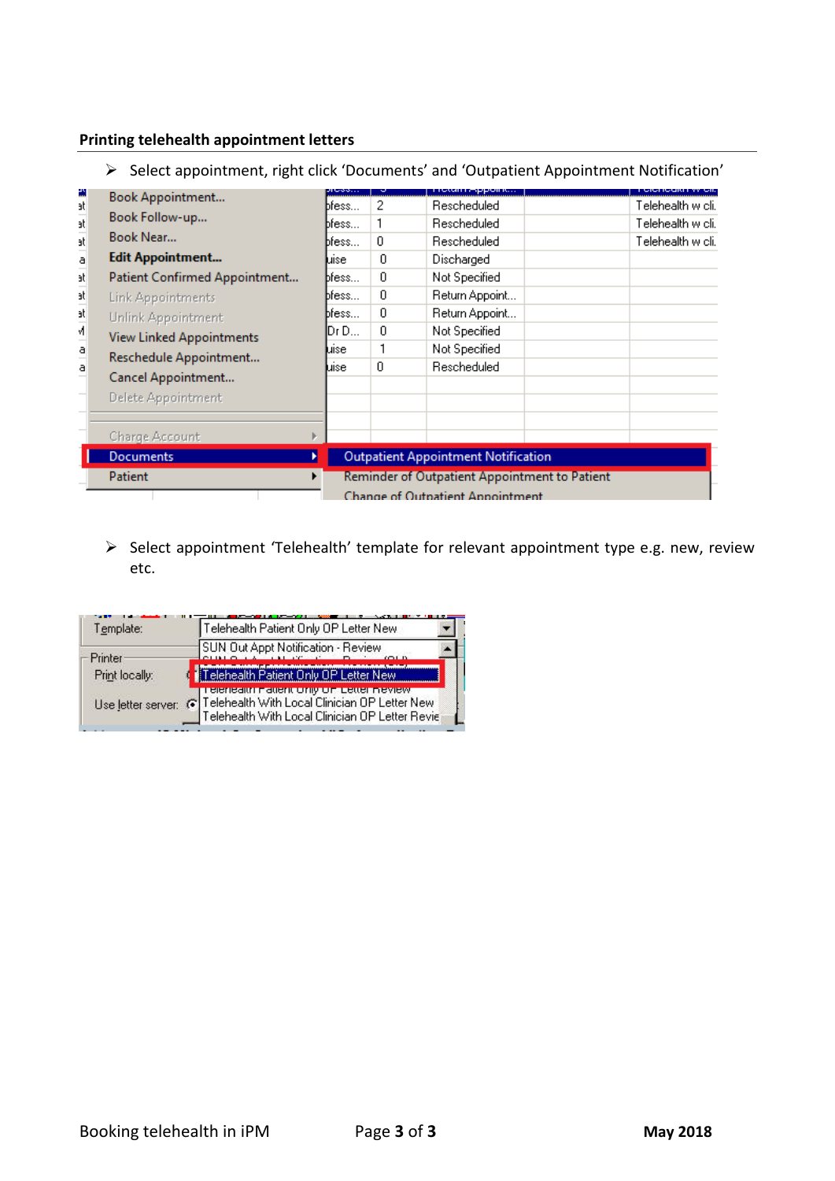#### Printing telehealth appointment letters

- Select appointment, right click 'Documents' and 'Outpatient Appointment Notification'

- Select appointment 'Telehealth' template for relevant appointment type e.g. new, review etc.